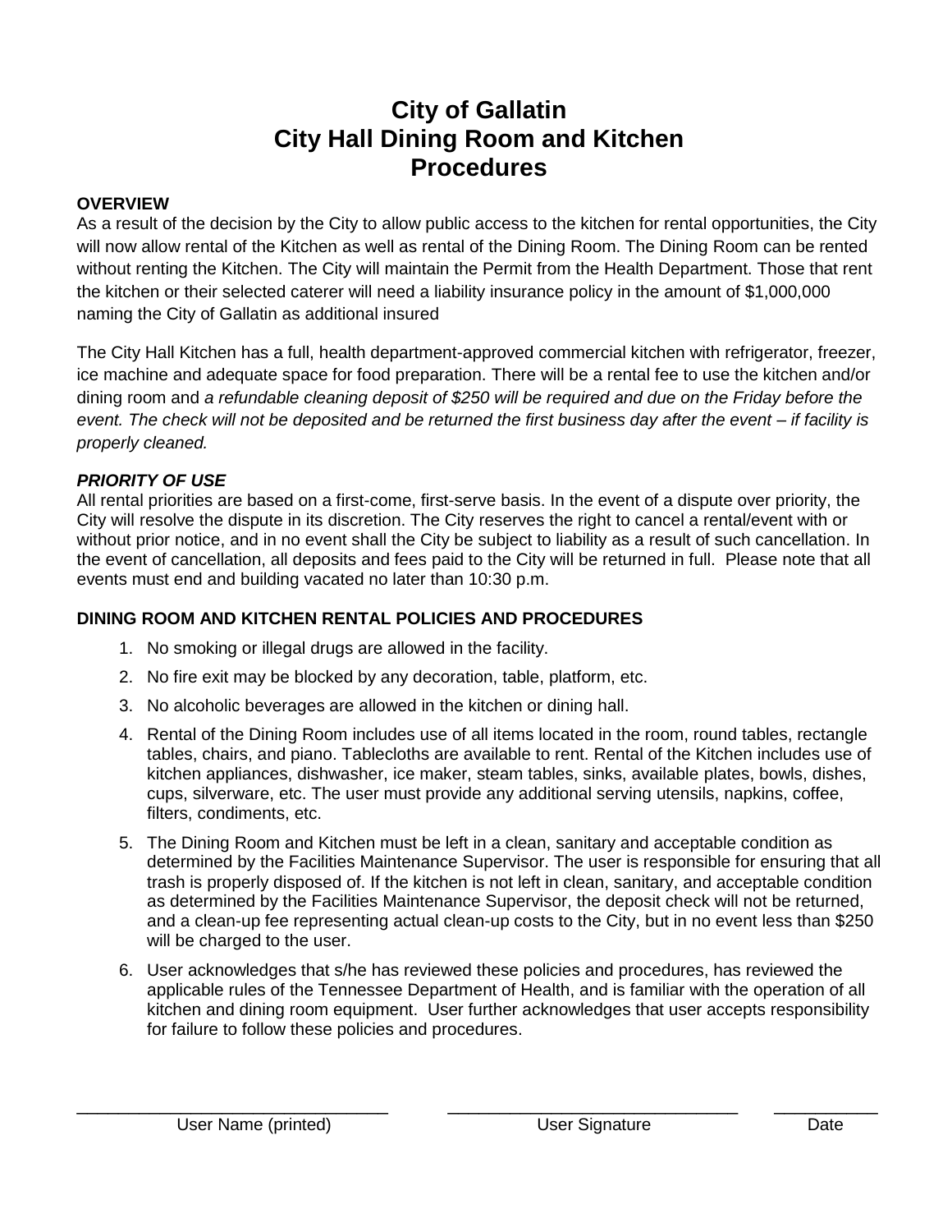# City of Gallatin
# City Hall Dining Room and Kitchen
# Procedures

**OVERVIEW**

As a result of the decision by the City to allow public access to the kitchen for rental opportunities, the City will now allow rental of the Kitchen as well as rental of the Dining Room. The Dining Room can be rented without renting the Kitchen. The City will maintain the Permit from the Health Department. Those that rent the kitchen or their selected caterer will need a liability insurance policy in the amount of $1,000,000 naming the City of Gallatin as additional insured

The City Hall Kitchen has a full, health department-approved commercial kitchen with refrigerator, freezer, ice machine and adequate space for food preparation. There will be a rental fee to use the kitchen and/or dining room and *a refundable cleaning deposit of $250 will be required and due on the Friday before the event. The check will not be deposited and be returned the first business day after the event – if facility is properly cleaned.*

***PRIORITY OF USE***

All rental priorities are based on a first-come, first-serve basis. In the event of a dispute over priority, the City will resolve the dispute in its discretion. The City reserves the right to cancel a rental/event with or without prior notice, and in no event shall the City be subject to liability as a result of such cancellation. In the event of cancellation, all deposits and fees paid to the City will be returned in full. Please note that all events must end and building vacated no later than 10:30 p.m.

**DINING ROOM AND KITCHEN RENTAL POLICIES AND PROCEDURES**

1. No smoking or illegal drugs are allowed in the facility.
2. No fire exit may be blocked by any decoration, table, platform, etc.
3. No alcoholic beverages are allowed in the kitchen or dining hall.
4. Rental of the Dining Room includes use of all items located in the room, round tables, rectangle tables, chairs, and piano. Tablecloths are available to rent. Rental of the Kitchen includes use of kitchen appliances, dishwasher, ice maker, steam tables, sinks, available plates, bowls, dishes, cups, silverware, etc. The user must provide any additional serving utensils, napkins, coffee, filters, condiments, etc.
5. The Dining Room and Kitchen must be left in a clean, sanitary and acceptable condition as determined by the Facilities Maintenance Supervisor. The user is responsible for ensuring that all trash is properly disposed of. If the kitchen is not left in clean, sanitary, and acceptable condition as determined by the Facilities Maintenance Supervisor, the deposit check will not be returned, and a clean-up fee representing actual clean-up costs to the City, but in no event less than $250 will be charged to the user.
6. User acknowledges that s/he has reviewed these policies and procedures, has reviewed the applicable rules of the Tennessee Department of Health, and is familiar with the operation of all kitchen and dining room equipment. User further acknowledges that user accepts responsibility for failure to follow these policies and procedures.

| ______________________________ | ______________________________ | __________ |
|---|---|---|
| User Name (printed) | User Signature | Date |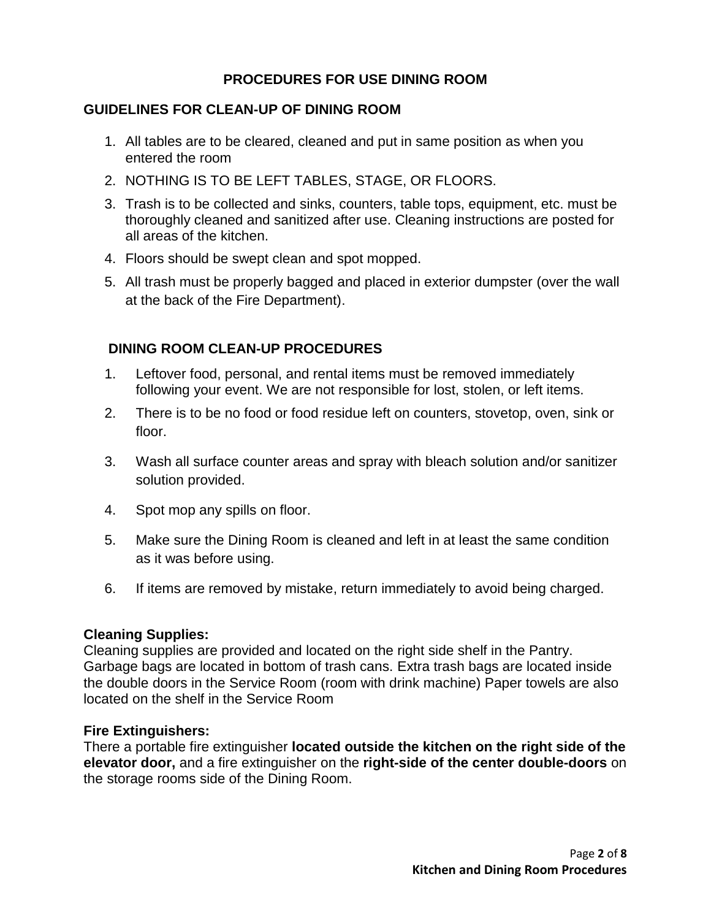# PROCEDURES FOR USE DINING ROOM

## GUIDELINES FOR CLEAN-UP OF DINING ROOM

1. All tables are to be cleared, cleaned and put in same position as when you entered the room
2. NOTHING IS TO BE LEFT TABLES, STAGE, OR FLOORS.
3. Trash is to be collected and sinks, counters, table tops, equipment, etc. must be thoroughly cleaned and sanitized after use. Cleaning instructions are posted for all areas of the kitchen.
4. Floors should be swept clean and spot mopped.
5. All trash must be properly bagged and placed in exterior dumpster (over the wall at the back of the Fire Department).

## DINING ROOM CLEAN-UP PROCEDURES

1. Leftover food, personal, and rental items must be removed immediately following your event. We are not responsible for lost, stolen, or left items.
2. There is to be no food or food residue left on counters, stovetop, oven, sink or floor.
3. Wash all surface counter areas and spray with bleach solution and/or sanitizer solution provided.
4. Spot mop any spills on floor.
5. Make sure the Dining Room is cleaned and left in at least the same condition as it was before using.
6. If items are removed by mistake, return immediately to avoid being charged.

**Cleaning Supplies:**
Cleaning supplies are provided and located on the right side shelf in the Pantry. Garbage bags are located in bottom of trash cans. Extra trash bags are located inside the double doors in the Service Room (room with drink machine) Paper towels are also located on the shelf in the Service Room

**Fire Extinguishers:**
There a portable fire extinguisher **located outside the kitchen on the right side of the elevator door,** and a fire extinguisher on the **right-side of the center double-doors** on the storage rooms side of the Dining Room.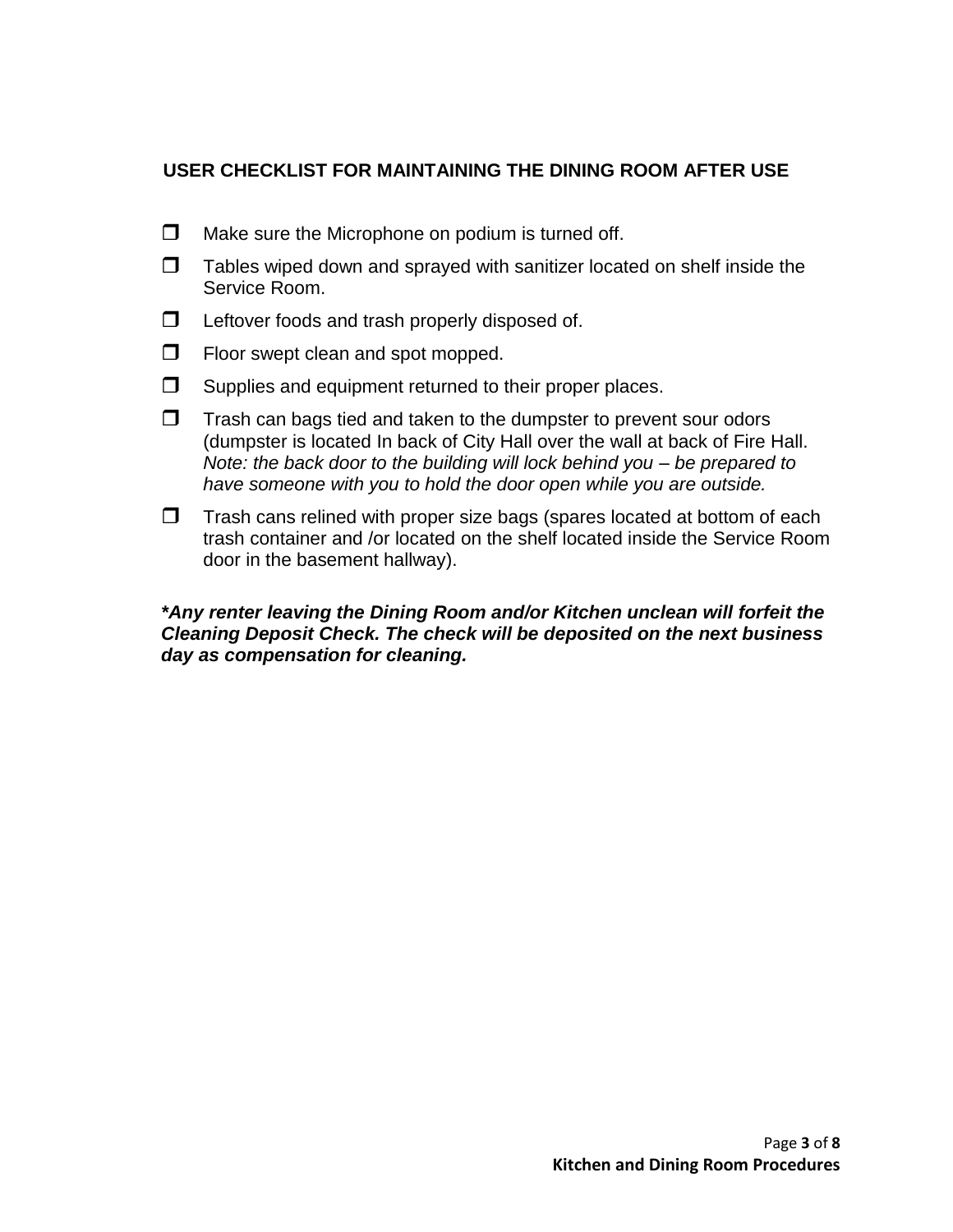## USER CHECKLIST FOR MAINTAINING THE DINING ROOM AFTER USE

- [ ] Make sure the Microphone on podium is turned off.
- [ ] Tables wiped down and sprayed with sanitizer located on shelf inside the Service Room.
- [ ] Leftover foods and trash properly disposed of.
- [ ] Floor swept clean and spot mopped.
- [ ] Supplies and equipment returned to their proper places.
- [ ] Trash can bags tied and taken to the dumpster to prevent sour odors (dumpster is located In back of City Hall over the wall at back of Fire Hall. *Note: the back door to the building will lock behind you – be prepared to have someone with you to hold the door open while you are outside.*
- [ ] Trash cans relined with proper size bags (spares located at bottom of each trash container and /or located on the shelf located inside the Service Room door in the basement hallway).

***Any renter leaving the Dining Room and/or Kitchen unclean will forfeit the Cleaning Deposit Check. The check will be deposited on the next business day as compensation for cleaning.**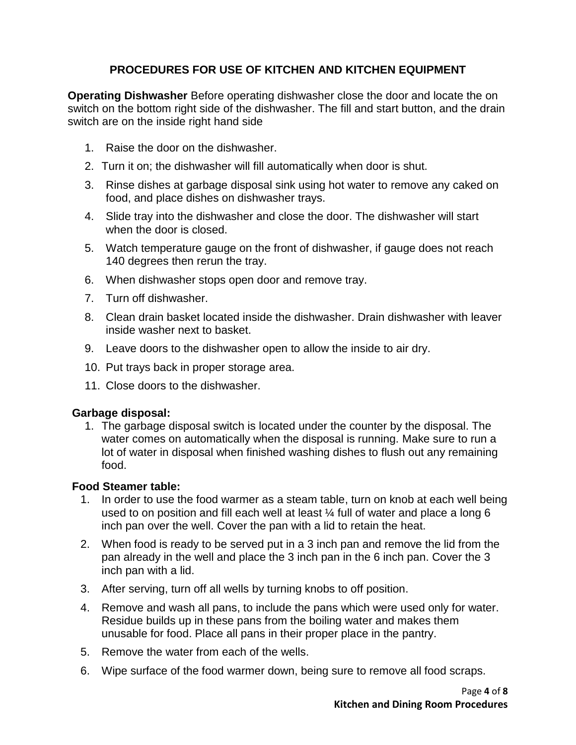## PROCEDURES FOR USE OF KITCHEN AND KITCHEN EQUIPMENT

**Operating Dishwasher** Before operating dishwasher close the door and locate the on switch on the bottom right side of the dishwasher. The fill and start button, and the drain switch are on the inside right hand side

1. Raise the door on the dishwasher.
2. Turn it on; the dishwasher will fill automatically when door is shut.
3. Rinse dishes at garbage disposal sink using hot water to remove any caked on food, and place dishes on dishwasher trays.
4. Slide tray into the dishwasher and close the door. The dishwasher will start when the door is closed.
5. Watch temperature gauge on the front of dishwasher, if gauge does not reach 140 degrees then rerun the tray.
6. When dishwasher stops open door and remove tray.
7. Turn off dishwasher.
8. Clean drain basket located inside the dishwasher. Drain dishwasher with leaver inside washer next to basket.
9. Leave doors to the dishwasher open to allow the inside to air dry.
10. Put trays back in proper storage area.
11. Close doors to the dishwasher.

**Garbage disposal:**

1. The garbage disposal switch is located under the counter by the disposal. The water comes on automatically when the disposal is running. Make sure to run a lot of water in disposal when finished washing dishes to flush out any remaining food.

**Food Steamer table:**

1. In order to use the food warmer as a steam table, turn on knob at each well being used to on position and fill each well at least ¼ full of water and place a long 6 inch pan over the well. Cover the pan with a lid to retain the heat.
2. When food is ready to be served put in a 3 inch pan and remove the lid from the pan already in the well and place the 3 inch pan in the 6 inch pan. Cover the 3 inch pan with a lid.
3. After serving, turn off all wells by turning knobs to off position.
4. Remove and wash all pans, to include the pans which were used only for water. Residue builds up in these pans from the boiling water and makes them unusable for food. Place all pans in their proper place in the pantry.
5. Remove the water from each of the wells.
6. Wipe surface of the food warmer down, being sure to remove all food scraps.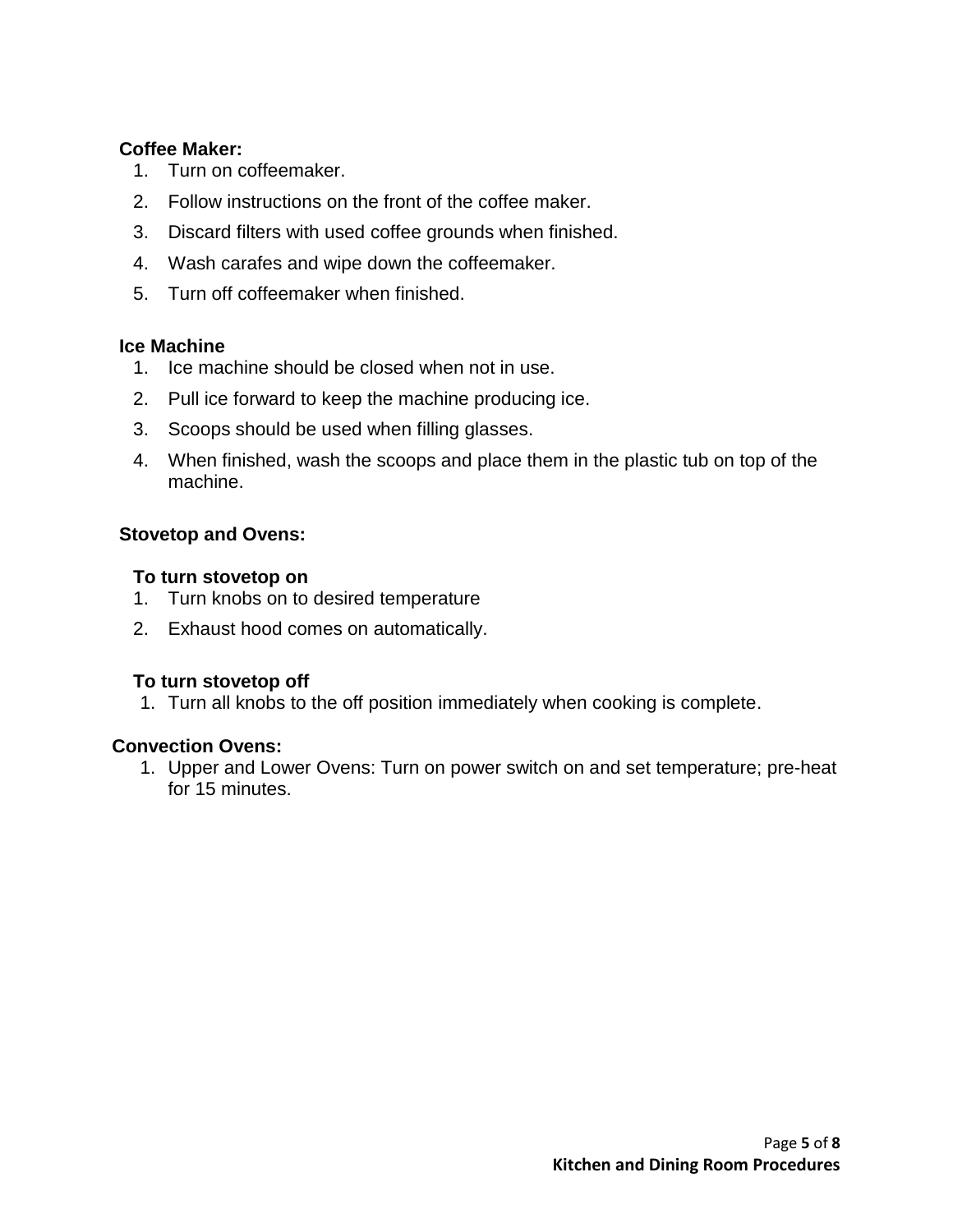**Coffee Maker:**

1. Turn on coffeemaker.
2. Follow instructions on the front of the coffee maker.
3. Discard filters with used coffee grounds when finished.
4. Wash carafes and wipe down the coffeemaker.
5. Turn off coffeemaker when finished.

**Ice Machine**

1. Ice machine should be closed when not in use.
2. Pull ice forward to keep the machine producing ice.
3. Scoops should be used when filling glasses.
4. When finished, wash the scoops and place them in the plastic tub on top of the machine.

**Stovetop and Ovens:**

**To turn stovetop on**

1. Turn knobs on to desired temperature
2. Exhaust hood comes on automatically.

**To turn stovetop off**

1. Turn all knobs to the off position immediately when cooking is complete.

**Convection Ovens:**

1. Upper and Lower Ovens: Turn on power switch on and set temperature; pre-heat for 15 minutes.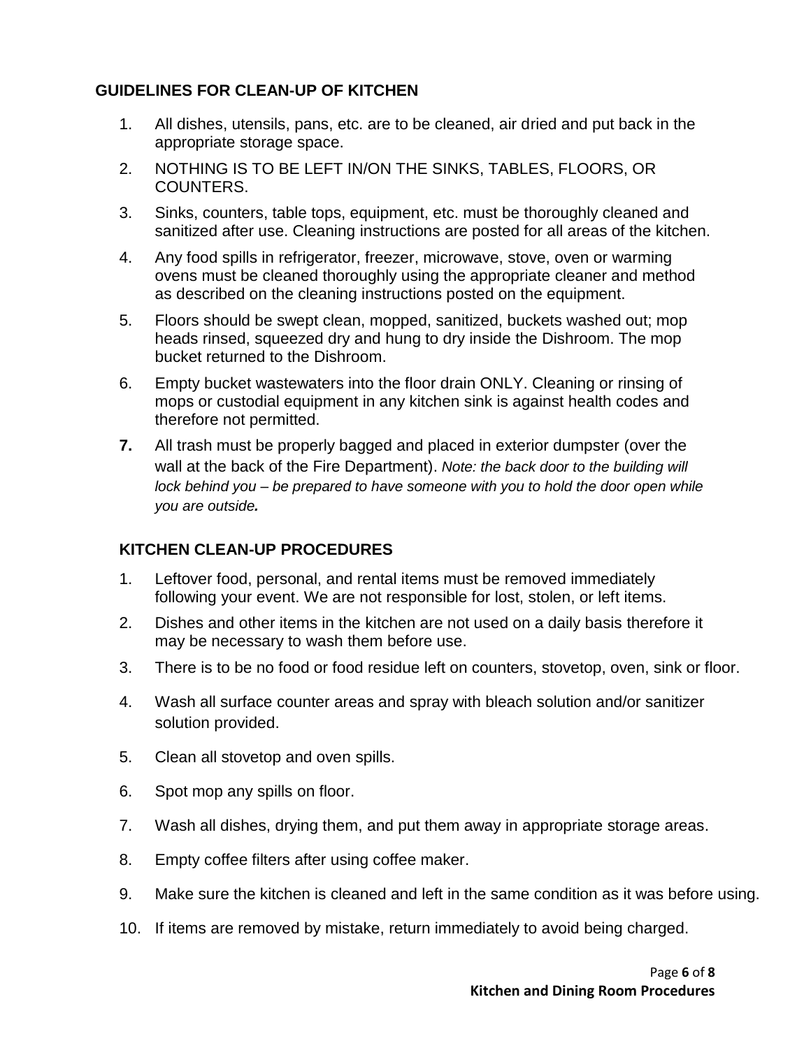## GUIDELINES FOR CLEAN-UP OF KITCHEN

1. All dishes, utensils, pans, etc. are to be cleaned, air dried and put back in the appropriate storage space.
2. NOTHING IS TO BE LEFT IN/ON THE SINKS, TABLES, FLOORS, OR COUNTERS.
3. Sinks, counters, table tops, equipment, etc. must be thoroughly cleaned and sanitized after use. Cleaning instructions are posted for all areas of the kitchen.
4. Any food spills in refrigerator, freezer, microwave, stove, oven or warming ovens must be cleaned thoroughly using the appropriate cleaner and method as described on the cleaning instructions posted on the equipment.
5. Floors should be swept clean, mopped, sanitized, buckets washed out; mop heads rinsed, squeezed dry and hung to dry inside the Dishroom. The mop bucket returned to the Dishroom.
6. Empty bucket wastewaters into the floor drain ONLY. Cleaning or rinsing of mops or custodial equipment in any kitchen sink is against health codes and therefore not permitted.
7. All trash must be properly bagged and placed in exterior dumpster (over the wall at the back of the Fire Department). *Note: the back door to the building will lock behind you – be prepared to have someone with you to hold the door open while you are outside.*

## KITCHEN CLEAN-UP PROCEDURES

1. Leftover food, personal, and rental items must be removed immediately following your event. We are not responsible for lost, stolen, or left items.
2. Dishes and other items in the kitchen are not used on a daily basis therefore it may be necessary to wash them before use.
3. There is to be no food or food residue left on counters, stovetop, oven, sink or floor.
4. Wash all surface counter areas and spray with bleach solution and/or sanitizer solution provided.
5. Clean all stovetop and oven spills.
6. Spot mop any spills on floor.
7. Wash all dishes, drying them, and put them away in appropriate storage areas.
8. Empty coffee filters after using coffee maker.
9. Make sure the kitchen is cleaned and left in the same condition as it was before using.
10. If items are removed by mistake, return immediately to avoid being charged.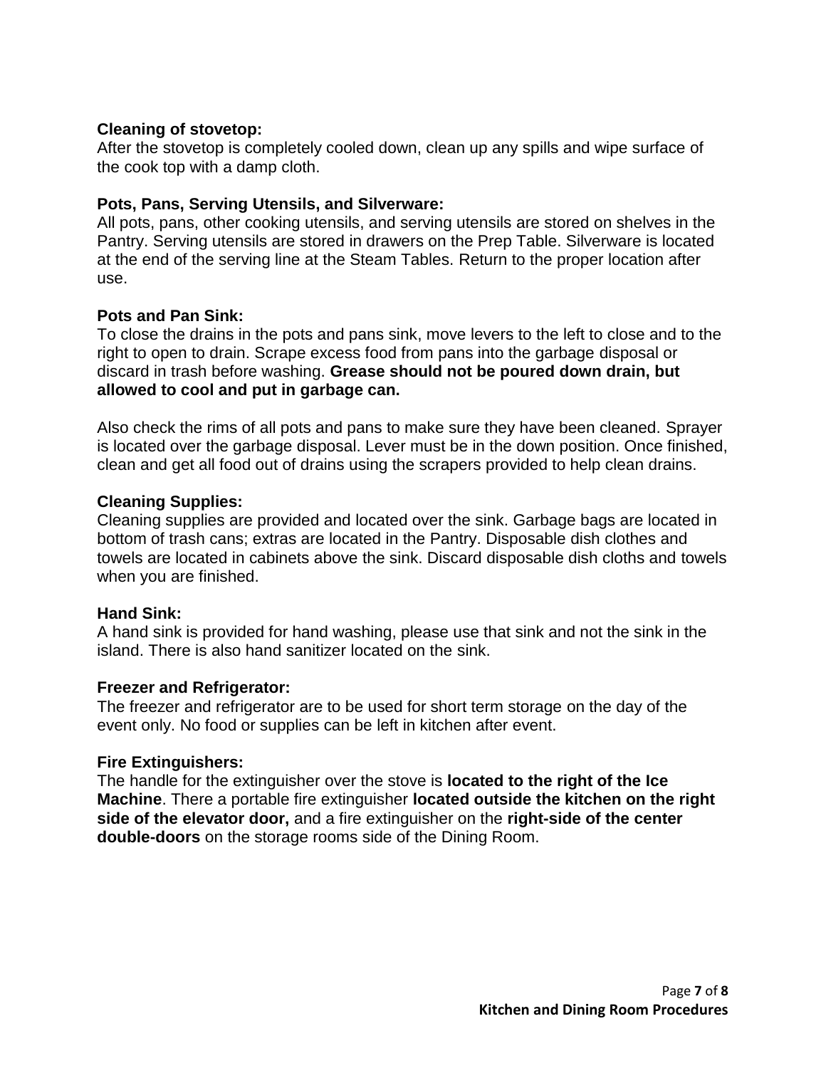**Cleaning of stovetop:**
After the stovetop is completely cooled down, clean up any spills and wipe surface of the cook top with a damp cloth.

**Pots, Pans, Serving Utensils, and Silverware:**
All pots, pans, other cooking utensils, and serving utensils are stored on shelves in the Pantry. Serving utensils are stored in drawers on the Prep Table. Silverware is located at the end of the serving line at the Steam Tables. Return to the proper location after use.

**Pots and Pan Sink:**
To close the drains in the pots and pans sink, move levers to the left to close and to the right to open to drain. Scrape excess food from pans into the garbage disposal or discard in trash before washing. **Grease should not be poured down drain, but allowed to cool and put in garbage can.**

Also check the rims of all pots and pans to make sure they have been cleaned. Sprayer is located over the garbage disposal. Lever must be in the down position. Once finished, clean and get all food out of drains using the scrapers provided to help clean drains.

**Cleaning Supplies:**
Cleaning supplies are provided and located over the sink. Garbage bags are located in bottom of trash cans; extras are located in the Pantry. Disposable dish clothes and towels are located in cabinets above the sink. Discard disposable dish cloths and towels when you are finished.

**Hand Sink:**
A hand sink is provided for hand washing, please use that sink and not the sink in the island. There is also hand sanitizer located on the sink.

**Freezer and Refrigerator:**
The freezer and refrigerator are to be used for short term storage on the day of the event only. No food or supplies can be left in kitchen after event.

**Fire Extinguishers:**
The handle for the extinguisher over the stove is **located to the right of the Ice Machine**. There a portable fire extinguisher **located outside the kitchen on the right side of the elevator door,** and a fire extinguisher on the **right-side of the center double-doors** on the storage rooms side of the Dining Room.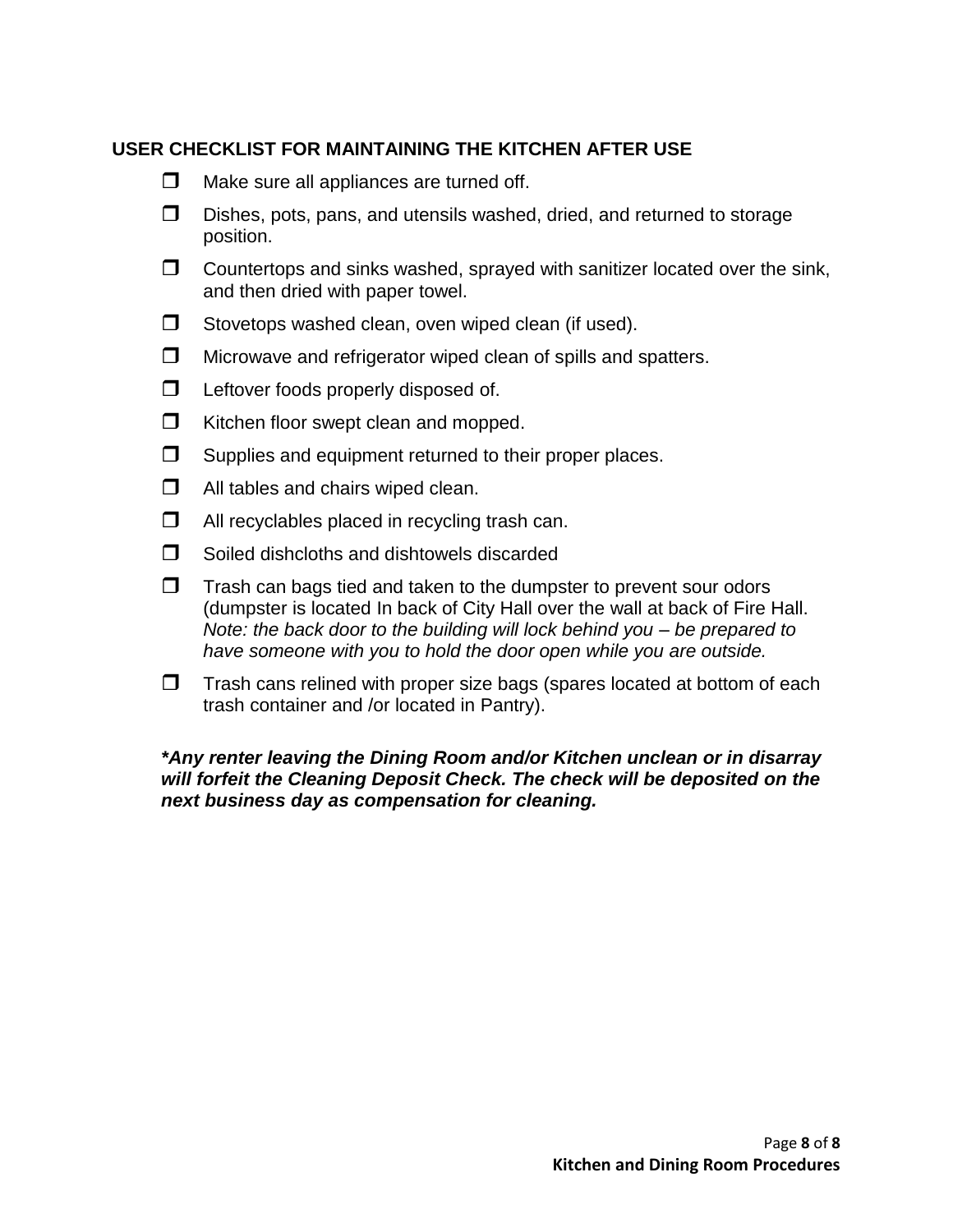## USER CHECKLIST FOR MAINTAINING THE KITCHEN AFTER USE

- ❒ Make sure all appliances are turned off.
- ❒ Dishes, pots, pans, and utensils washed, dried, and returned to storage position.
- ❒ Countertops and sinks washed, sprayed with sanitizer located over the sink, and then dried with paper towel.
- ❒ Stovetops washed clean, oven wiped clean (if used).
- ❒ Microwave and refrigerator wiped clean of spills and spatters.
- ❒ Leftover foods properly disposed of.
- ❒ Kitchen floor swept clean and mopped.
- ❒ Supplies and equipment returned to their proper places.
- ❒ All tables and chairs wiped clean.
- ❒ All recyclables placed in recycling trash can.
- ❒ Soiled dishcloths and dishtowels discarded
- ❒ Trash can bags tied and taken to the dumpster to prevent sour odors (dumpster is located In back of City Hall over the wall at back of Fire Hall. *Note: the back door to the building will lock behind you – be prepared to have someone with you to hold the door open while you are outside.*
- ❒ Trash cans relined with proper size bags (spares located at bottom of each trash container and /or located in Pantry).

***Any renter leaving the Dining Room and/or Kitchen unclean or in disarray will forfeit the Cleaning Deposit Check. The check will be deposited on the next business day as compensation for cleaning.***